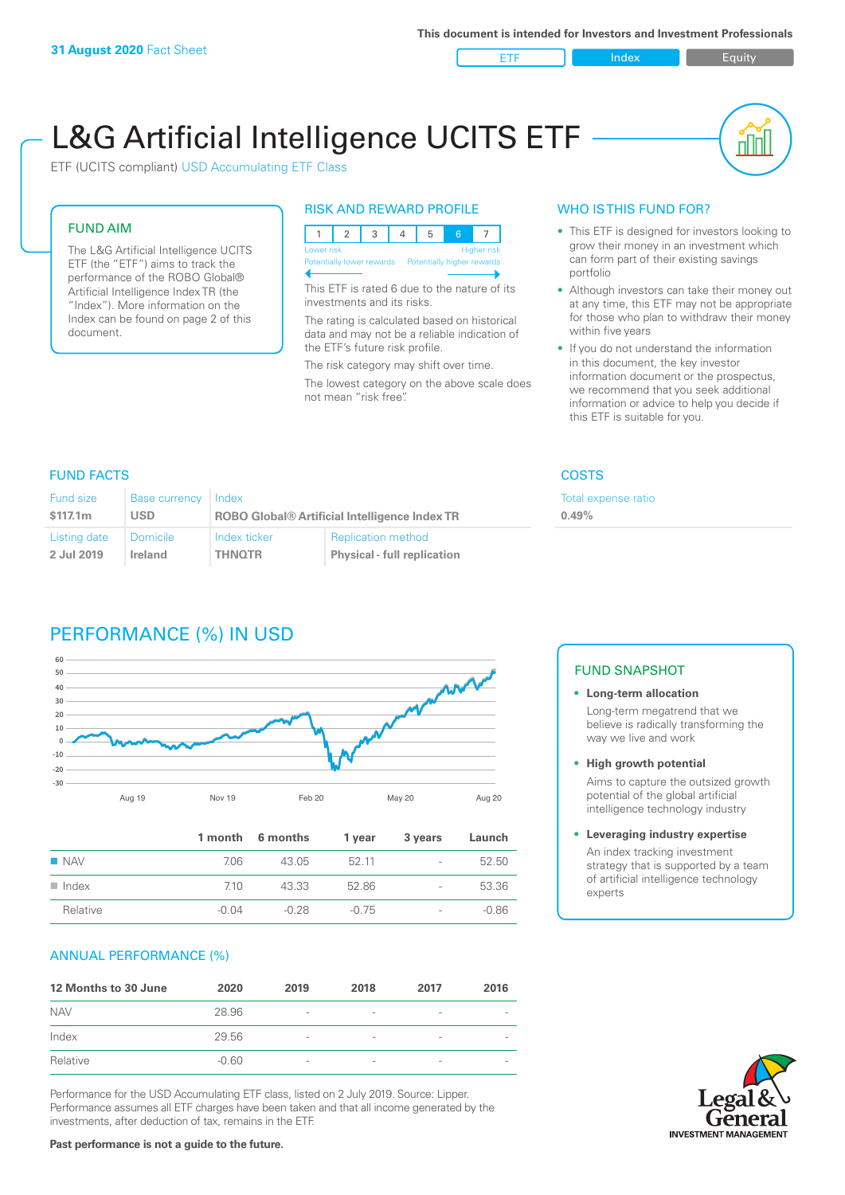**31 August 2020** Fact Sheet

This document is intended for Investors and Investment Professionals

ETF | Index | Equity

# L&G Artificial Intelligence UCITS ETF

ETF (UCITS compliant) USD Accumulating ETF Class

## FUND AIM

The L&G Artificial Intelligence UCITS ETF (the "ETF") aims to track the performance of the ROBO Global® Artificial Intelligence Index TR (the "Index"). More information on the Index can be found on page 2 of this document.

## RISK AND REWARD PROFILE

| 1 | 2 | 3 | 4 | 5 | 6 | 7 |
|---|---|---|---|---|---|---|

Lower risk — Higher risk
Potentially lower rewards — Potentially higher rewards

This ETF is rated 6 due to the nature of its investments and its risks.

The rating is calculated based on historical data and may not be a reliable indication of the ETF's future risk profile.

The risk category may shift over time.

The lowest category on the above scale does not mean "risk free".

## WHO IS THIS FUND FOR?

- This ETF is designed for investors looking to grow their money in an investment which can form part of their existing savings portfolio
- Although investors can take their money out at any time, this ETF may not be appropriate for those who plan to withdraw their money within five years
- If you do not understand the information in this document, the key investor information document or the prospectus, we recommend that you seek additional information or advice to help you decide if this ETF is suitable for you.

## FUND FACTS

| Fund size | Base currency | Index | |
|---|---|---|---|
| $117.1m | USD | ROBO Global® Artificial Intelligence Index TR | |
| **Listing date** | **Domicile** | **Index ticker** | **Replication method** |
| 2 Jul 2019 | Ireland | THNQTR | Physical - full replication |

## COSTS

Total expense ratio

0.49%

## PERFORMANCE (%) IN USD

| | 1 month | 6 months | 1 year | 3 years | Launch |
|---|---|---|---|---|---|
| NAV | 7.06 | 43.05 | 52.11 | - | 52.50 |
| Index | 7.10 | 43.33 | 52.86 | - | 53.36 |
| Relative | -0.04 | -0.28 | -0.75 | - | -0.86 |

## ANNUAL PERFORMANCE (%)

| 12 Months to 30 June | 2020 | 2019 | 2018 | 2017 | 2016 |
|---|---|---|---|---|---|
| NAV | 28.96 | - | - | - | - |
| Index | 29.56 | - | - | - | - |
| Relative | -0.60 | - | - | - | - |

Performance for the USD Accumulating ETF class, listed on 2 July 2019. Source: Lipper. Performance assumes all ETF charges have been taken and that all income generated by the investments, after deduction of tax, remains in the ETF.

**Past performance is not a guide to the future.**

## FUND SNAPSHOT

- **Long-term allocation**
  Long-term megatrend that we believe is radically transforming the way we live and work
- **High growth potential**
  Aims to capture the outsized growth potential of the global artificial intelligence technology industry
- **Leveraging industry expertise**
  An index tracking investment strategy that is supported by a team of artificial intelligence technology experts

Legal & General INVESTMENT MANAGEMENT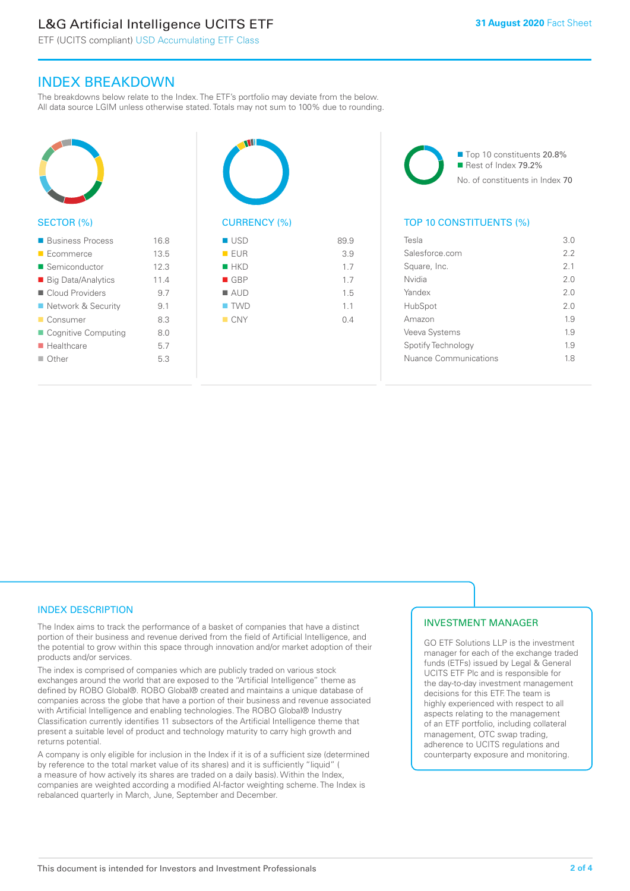# INDEX BREAKDOWN

The breakdowns below relate to the Index. The ETF's portfolio may deviate from the below. All data source LGIM unless otherwise stated. Totals may not sum to 100% due to rounding.

## SECTOR (%)

| Sector | % |
|---|---|
| Business Process | 16.8 |
| Ecommerce | 13.5 |
| Semiconductor | 12.3 |
| Big Data/Analytics | 11.4 |
| Cloud Providers | 9.7 |
| Network & Security | 9.1 |
| Consumer | 8.3 |
| Cognitive Computing | 8.0 |
| Healthcare | 5.7 |
| Other | 5.3 |

## CURRENCY (%)

| Currency | % |
|---|---|
| USD | 89.9 |
| EUR | 3.9 |
| HKD | 1.7 |
| GBP | 1.7 |
| AUD | 1.5 |
| TWD | 1.1 |
| CNY | 0.4 |

- Top 10 constituents 20.8%
- Rest of Index 79.2%

No. of constituents in Index 70

## TOP 10 CONSTITUENTS (%)

| Constituent | % |
|---|---|
| Tesla | 3.0 |
| Salesforce.com | 2.2 |
| Square, Inc. | 2.1 |
| Nvidia | 2.0 |
| Yandex | 2.0 |
| HubSpot | 2.0 |
| Amazon | 1.9 |
| Veeva Systems | 1.9 |
| Spotify Technology | 1.9 |
| Nuance Communications | 1.8 |

## INDEX DESCRIPTION

The Index aims to track the performance of a basket of companies that have a distinct portion of their business and revenue derived from the field of Artificial Intelligence, and the potential to grow within this space through innovation and/or market adoption of their products and/or services.

The index is comprised of companies which are publicly traded on various stock exchanges around the world that are exposed to the "Artificial Intelligence" theme as defined by ROBO Global®. ROBO Global® created and maintains a unique database of companies across the globe that have a portion of their business and revenue associated with Artificial Intelligence and enabling technologies. The ROBO Global® Industry Classification currently identifies 11 subsectors of the Artificial Intelligence theme that present a suitable level of product and technology maturity to carry high growth and returns potential.

A company is only eligible for inclusion in the Index if it is of a sufficient size (determined by reference to the total market value of its shares) and it is sufficiently "liquid" ( a measure of how actively its shares are traded on a daily basis). Within the Index, companies are weighted according a modified AI-factor weighting scheme. The Index is rebalanced quarterly in March, June, September and December.

## INVESTMENT MANAGER

GO ETF Solutions LLP is the investment manager for each of the exchange traded funds (ETFs) issued by Legal & General UCITS ETF Plc and is responsible for the day-to-day investment management decisions for this ETF. The team is highly experienced with respect to all aspects relating to the management of an ETF portfolio, including collateral management, OTC swap trading, adherence to UCITS regulations and counterparty exposure and monitoring.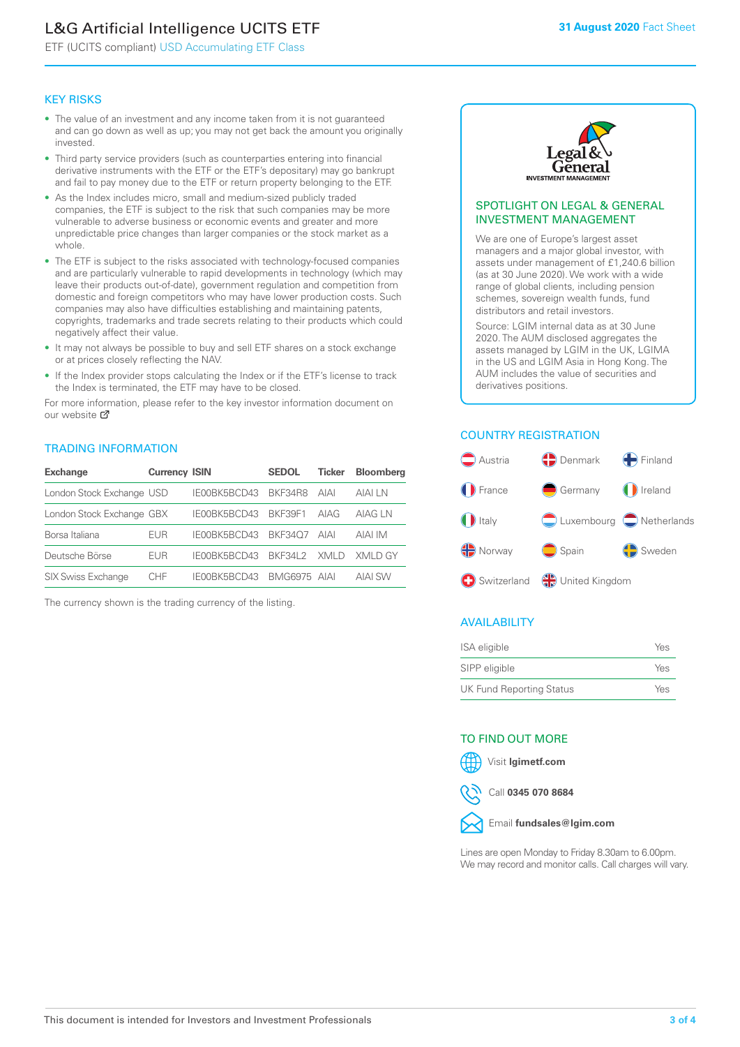# L&G Artificial Intelligence UCITS ETF

ETF (UCITS compliant) USD Accumulating ETF Class

**31 August 2020** Fact Sheet

## KEY RISKS

- The value of an investment and any income taken from it is not guaranteed and can go down as well as up; you may not get back the amount you originally invested.
- Third party service providers (such as counterparties entering into financial derivative instruments with the ETF or the ETF's depositary) may go bankrupt and fail to pay money due to the ETF or return property belonging to the ETF.
- As the Index includes micro, small and medium-sized publicly traded companies, the ETF is subject to the risk that such companies may be more vulnerable to adverse business or economic events and greater and more unpredictable price changes than larger companies or the stock market as a whole.
- The ETF is subject to the risks associated with technology-focused companies and are particularly vulnerable to rapid developments in technology (which may leave their products out-of-date), government regulation and competition from domestic and foreign competitors who may have lower production costs. Such companies may also have difficulties establishing and maintaining patents, copyrights, trademarks and trade secrets relating to their products which could negatively affect their value.
- It may not always be possible to buy and sell ETF shares on a stock exchange or at prices closely reflecting the NAV.
- If the Index provider stops calculating the Index or if the ETF's license to track the Index is terminated, the ETF may have to be closed.

For more information, please refer to the key investor information document on our website

## TRADING INFORMATION

| Exchange | Currency | ISIN | SEDOL | Ticker | Bloomberg |
|---|---|---|---|---|---|
| London Stock Exchange | USD | IE00BK5BCD43 | BKF34R8 | AIAI | AIAI LN |
| London Stock Exchange | GBX | IE00BK5BCD43 | BKF39F1 | AIAG | AIAG LN |
| Borsa Italiana | EUR | IE00BK5BCD43 | BKF34Q7 | AIAI | AIAI IM |
| Deutsche Börse | EUR | IE00BK5BCD43 | BKF34L2 | XMLD | XMLD GY |
| SIX Swiss Exchange | CHF | IE00BK5BCD43 | BMG6975 | AIAI | AIAI SW |

The currency shown is the trading currency of the listing.

## SPOTLIGHT ON LEGAL & GENERAL INVESTMENT MANAGEMENT

We are one of Europe's largest asset managers and a major global investor, with assets under management of £1,240.6 billion (as at 30 June 2020). We work with a wide range of global clients, including pension schemes, sovereign wealth funds, fund distributors and retail investors.

Source: LGIM internal data as at 30 June 2020. The AUM disclosed aggregates the assets managed by LGIM in the UK, LGIMA in the US and LGIM Asia in Hong Kong. The AUM includes the value of securities and derivatives positions.

## COUNTRY REGISTRATION

Austria, Denmark, Finland, France, Germany, Ireland, Italy, Luxembourg, Netherlands, Norway, Spain, Sweden, Switzerland, United Kingdom

## AVAILABILITY

| | |
|---|---|
| ISA eligible | Yes |
| SIPP eligible | Yes |
| UK Fund Reporting Status | Yes |

## TO FIND OUT MORE

Visit **lgimetf.com**

Call **0345 070 8684**

Email **fundsales@lgim.com**

Lines are open Monday to Friday 8.30am to 6.00pm. We may record and monitor calls. Call charges will vary.

This document is intended for Investors and Investment Professionals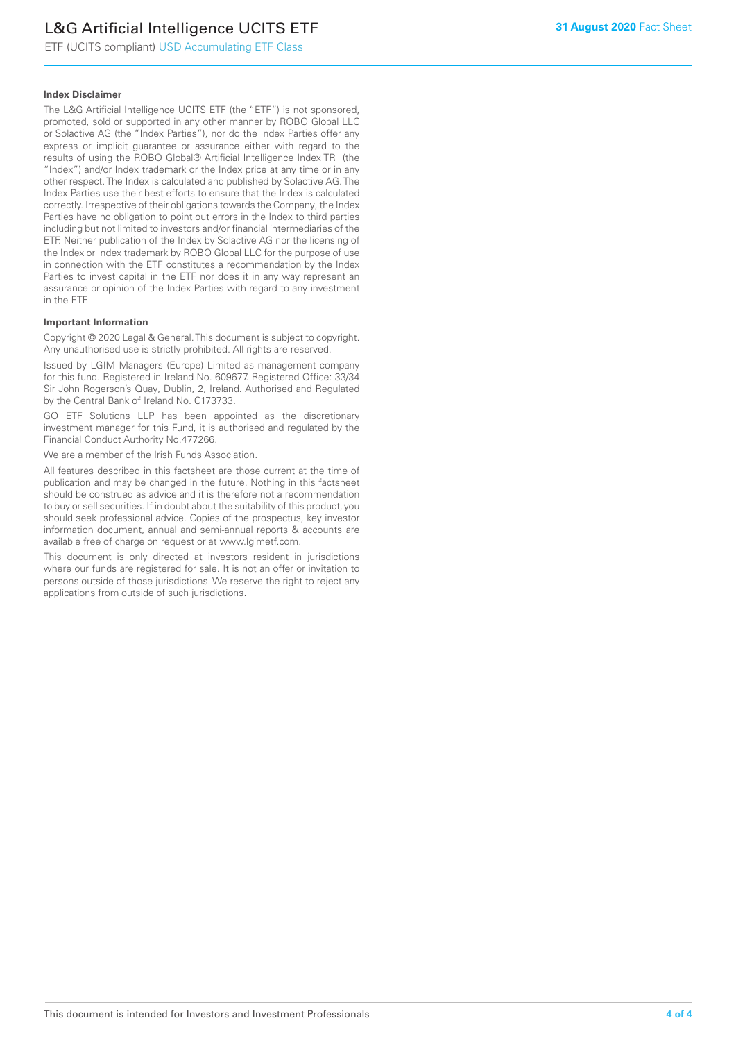### Index Disclaimer

The L&G Artificial Intelligence UCITS ETF (the "ETF") is not sponsored, promoted, sold or supported in any other manner by ROBO Global LLC or Solactive AG (the "Index Parties"), nor do the Index Parties offer any express or implicit guarantee or assurance either with regard to the results of using the ROBO Global® Artificial Intelligence Index TR (the "Index") and/or Index trademark or the Index price at any time or in any other respect. The Index is calculated and published by Solactive AG. The Index Parties use their best efforts to ensure that the Index is calculated correctly. Irrespective of their obligations towards the Company, the Index Parties have no obligation to point out errors in the Index to third parties including but not limited to investors and/or financial intermediaries of the ETF. Neither publication of the Index by Solactive AG nor the licensing of the Index or Index trademark by ROBO Global LLC for the purpose of use in connection with the ETF constitutes a recommendation by the Index Parties to invest capital in the ETF nor does it in any way represent an assurance or opinion of the Index Parties with regard to any investment in the ETF.

### Important Information

Copyright © 2020 Legal & General. This document is subject to copyright. Any unauthorised use is strictly prohibited. All rights are reserved.

Issued by LGIM Managers (Europe) Limited as management company for this fund. Registered in Ireland No. 609677. Registered Office: 33/34 Sir John Rogerson's Quay, Dublin, 2, Ireland. Authorised and Regulated by the Central Bank of Ireland No. C173733.

GO ETF Solutions LLP has been appointed as the discretionary investment manager for this Fund, it is authorised and regulated by the Financial Conduct Authority No.477266.

We are a member of the Irish Funds Association.

All features described in this factsheet are those current at the time of publication and may be changed in the future. Nothing in this factsheet should be construed as advice and it is therefore not a recommendation to buy or sell securities. If in doubt about the suitability of this product, you should seek professional advice. Copies of the prospectus, key investor information document, annual and semi-annual reports & accounts are available free of charge on request or at www.lgimetf.com.

This document is only directed at investors resident in jurisdictions where our funds are registered for sale. It is not an offer or invitation to persons outside of those jurisdictions. We reserve the right to reject any applications from outside of such jurisdictions.